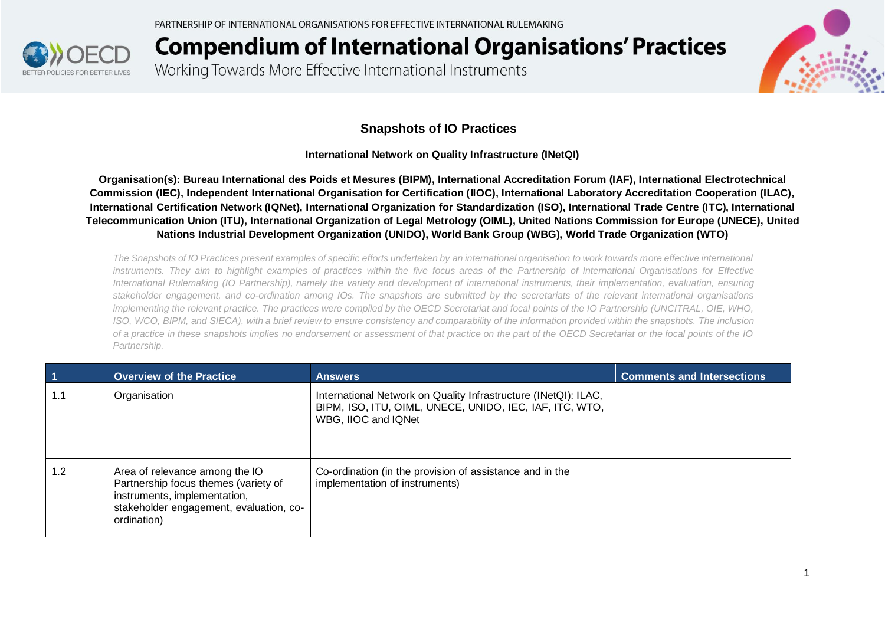PARTNERSHIP OF INTERNATIONAL ORGANISATIONS FOR EFFECTIVE INTERNATIONAL RULEMAKING

# Compendium of International Organisations' Practices

Working Towards More Effective International Instruments

## Snapshots of IO Practices

**International Network on Quality Infrastructure (INetQI)**

**Organisation(s): Bureau International des Poids et Mesures (BIPM), International Accreditation Forum (IAF), International Electrotechnical Commission (IEC), Independent International Organisation for Certification (IIOC), International Laboratory Accreditation Cooperation (ILAC), International Certification Network (IQNet), International Organization for Standardization (ISO), International Trade Centre (ITC), International Telecommunication Union (ITU), International Organization of Legal Metrology (OIML), United Nations Commission for Europe (UNECE), United Nations Industrial Development Organization (UNIDO), World Bank Group (WBG), World Trade Organization (WTO)**

*The Snapshots of IO Practices present examples of specific efforts undertaken by an international organisation to work towards more effective international instruments. They aim to highlight examples of practices within the five focus areas of the Partnership of International Organisations for Effective International Rulemaking (IO Partnership), namely the variety and development of international instruments, their implementation, evaluation, ensuring stakeholder engagement, and co-ordination among IOs. The snapshots are submitted by the secretariats of the relevant international organisations implementing the relevant practice. The practices were compiled by the OECD Secretariat and focal points of the IO Partnership (UNCITRAL, OIE, WHO, ISO, WCO, BIPM, and SIECA), with a brief review to ensure consistency and comparability of the information provided within the snapshots. The inclusion of a practice in these snapshots implies no endorsement or assessment of that practice on the part of the OECD Secretariat or the focal points of the IO Partnership.*

| 1 | Overview of the Practice | Answers | Comments and Intersections |
|---|---|---|---|
| 1.1 | Organisation | International Network on Quality Infrastructure (INetQI): ILAC, BIPM, ISO, ITU, OIML, UNECE, UNIDO, IEC, IAF, ITC, WTO, WBG, IIOC and IQNet | |
| 1.2 | Area of relevance among the IO Partnership focus themes (variety of instruments, implementation, stakeholder engagement, evaluation, co-ordination) | Co-ordination (in the provision of assistance and in the implementation of instruments) | |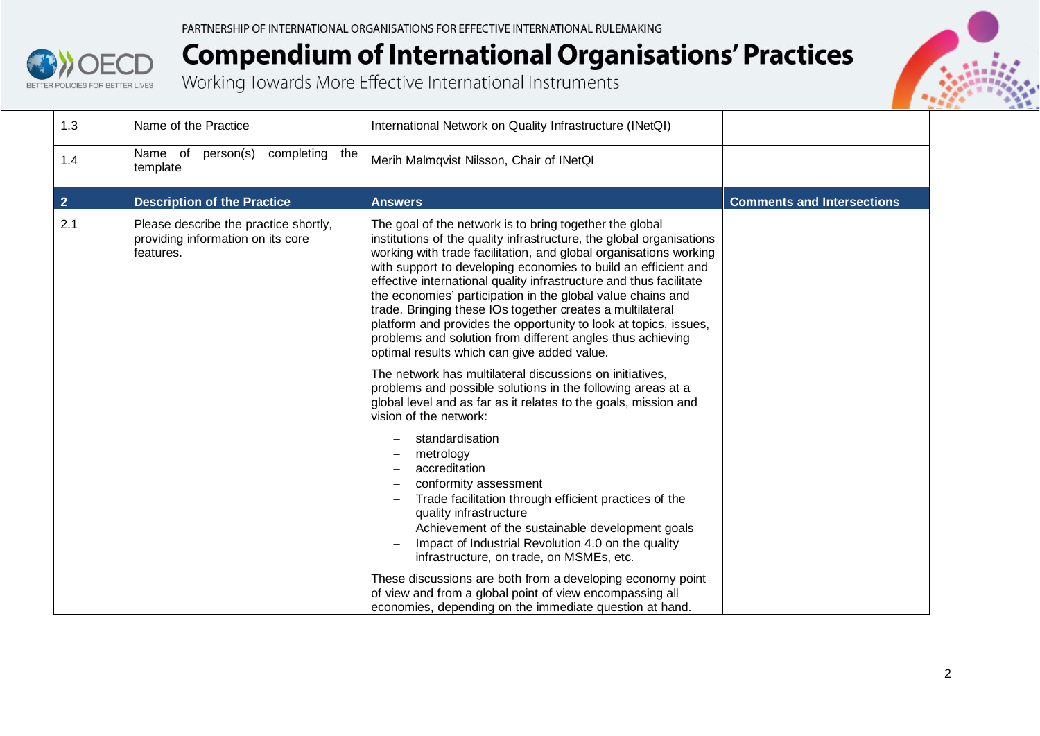| 1.3 | Name of the Practice | International Network on Quality Infrastructure (INetQI) | |
|---|---|---|---|
| 1.4 | Name of person(s) completing the template | Merih Malmqvist Nilsson, Chair of INetQI | |
| **2** | **Description of the Practice** | **Answers** | **Comments and Intersections** |
| 2.1 | Please describe the practice shortly, providing information on its core features. | The goal of the network is to bring together the global institutions of the quality infrastructure, the global organisations working with trade facilitation, and global organisations working with support to developing economies to build an efficient and effective international quality infrastructure and thus facilitate the economies' participation in the global value chains and trade. Bringing these IOs together creates a multilateral platform and provides the opportunity to look at topics, issues, problems and solution from different angles thus achieving optimal results which can give added value.<br><br>The network has multilateral discussions on initiatives, problems and possible solutions in the following areas at a global level and as far as it relates to the goals, mission and vision of the network:<br><br>– standardisation<br>– metrology<br>– accreditation<br>– conformity assessment<br>– Trade facilitation through efficient practices of the quality infrastructure<br>– Achievement of the sustainable development goals<br>– Impact of Industrial Revolution 4.0 on the quality infrastructure, on trade, on MSMEs, etc.<br><br>These discussions are both from a developing economy point of view and from a global point of view encompassing all economies, depending on the immediate question at hand. | |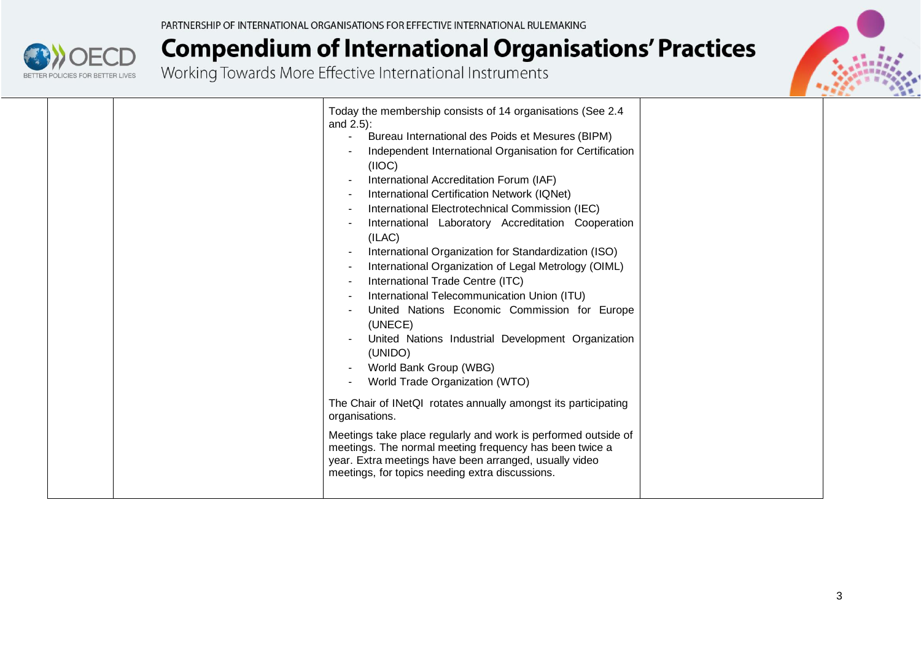| | | Today the membership consists of 14 organisations (See 2.4 and 2.5):<br>- Bureau International des Poids et Mesures (BIPM)<br>- Independent International Organisation for Certification (IIOC)<br>- International Accreditation Forum (IAF)<br>- International Certification Network (IQNet)<br>- International Electrotechnical Commission (IEC)<br>- International Laboratory Accreditation Cooperation (ILAC)<br>- International Organization for Standardization (ISO)<br>- International Organization of Legal Metrology (OIML)<br>- International Trade Centre (ITC)<br>- International Telecommunication Union (ITU)<br>- United Nations Economic Commission for Europe (UNECE)<br>- United Nations Industrial Development Organization (UNIDO)<br>- World Bank Group (WBG)<br>- World Trade Organization (WTO)<br><br>The Chair of INetQI rotates annually amongst its participating organisations.<br><br>Meetings take place regularly and work is performed outside of meetings. The normal meeting frequency has been twice a year. Extra meetings have been arranged, usually video meetings, for topics needing extra discussions. | |
|---|---|---|---|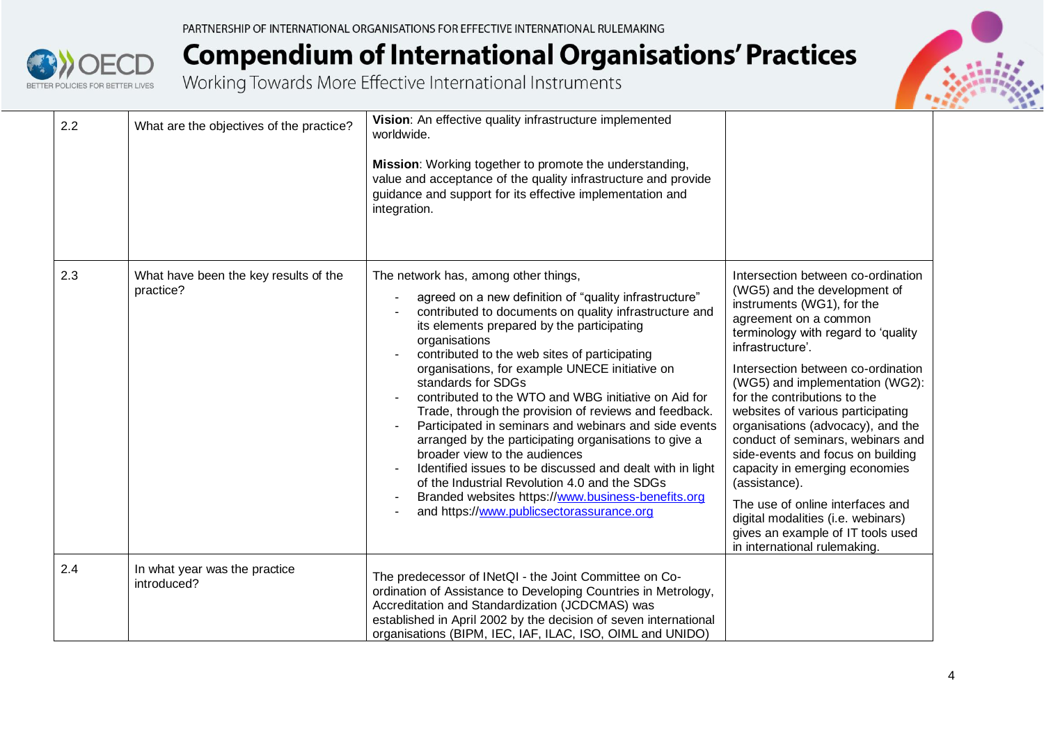| | | | |
|---|---|---|---|
| 2.2 | What are the objectives of the practice? | **Vision**: An effective quality infrastructure implemented worldwide.<br><br>**Mission**: Working together to promote the understanding, value and acceptance of the quality infrastructure and provide guidance and support for its effective implementation and integration. | |
| 2.3 | What have been the key results of the practice? | The network has, among other things,<br>- agreed on a new definition of "quality infrastructure"<br>- contributed to documents on quality infrastructure and its elements prepared by the participating organisations<br>- contributed to the web sites of participating organisations, for example UNECE initiative on standards for SDGs<br>- contributed to the WTO and WBG initiative on Aid for Trade, through the provision of reviews and feedback.<br>- Participated in seminars and webinars and side events arranged by the participating organisations to give a broader view to the audiences<br>- Identified issues to be discussed and dealt with in light of the Industrial Revolution 4.0 and the SDGs<br>- Branded websites https://www.business-benefits.org<br>- and https://www.publicsectorassurance.org | Intersection between co-ordination (WG5) and the development of instruments (WG1), for the agreement on a common terminology with regard to 'quality infrastructure'.<br><br>Intersection between co-ordination (WG5) and implementation (WG2): for the contributions to the websites of various participating organisations (advocacy), and the conduct of seminars, webinars and side-events and focus on building capacity in emerging economies (assistance).<br><br>The use of online interfaces and digital modalities (i.e. webinars) gives an example of IT tools used in international rulemaking. |
| 2.4 | In what year was the practice introduced? | The predecessor of INetQI - the Joint Committee on Co-ordination of Assistance to Developing Countries in Metrology, Accreditation and Standardization (JCDCMAS) was established in April 2002 by the decision of seven international organisations (BIPM, IEC, IAF, ILAC, ISO, OIML and UNIDO) | |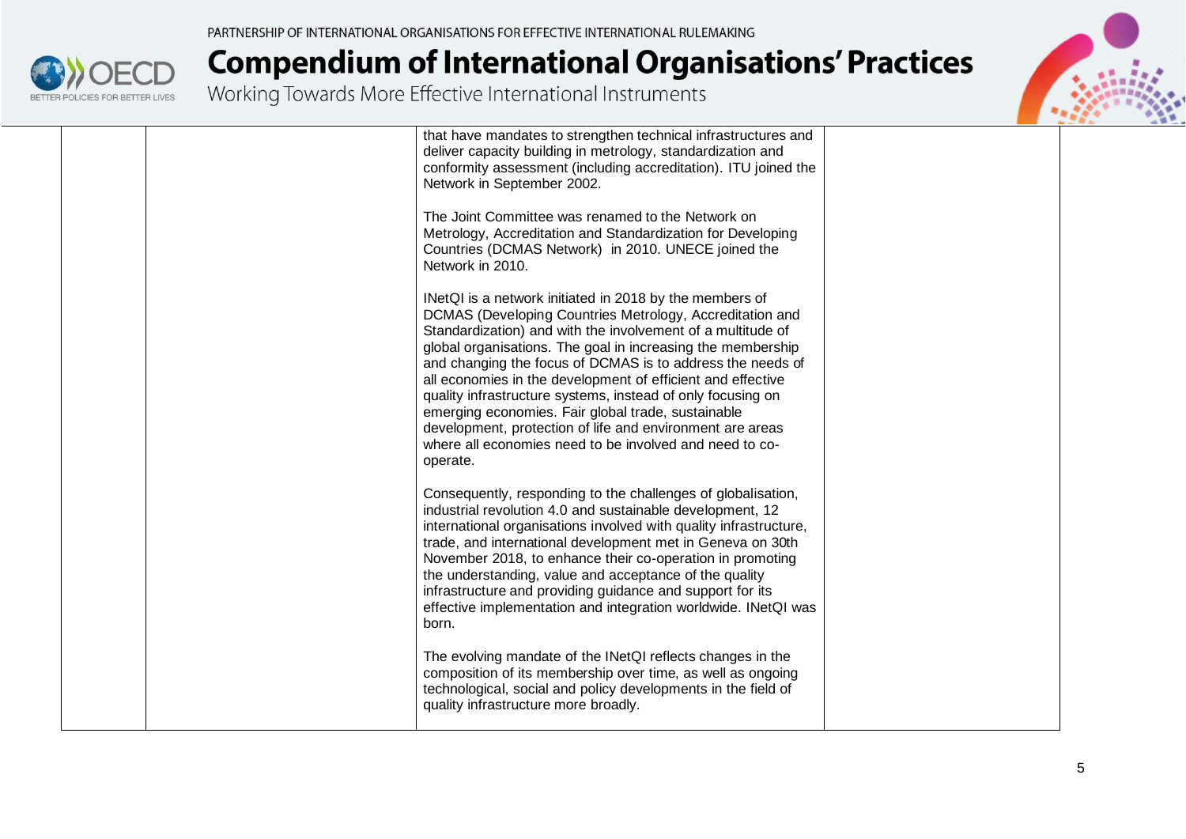| | | | |
|---|---|---|---|
| | | that have mandates to strengthen technical infrastructures and deliver capacity building in metrology, standardization and conformity assessment (including accreditation). ITU joined the Network in September 2002.<br><br>The Joint Committee was renamed to the Network on Metrology, Accreditation and Standardization for Developing Countries (DCMAS Network) in 2010. UNECE joined the Network in 2010.<br><br>INetQI is a network initiated in 2018 by the members of DCMAS (Developing Countries Metrology, Accreditation and Standardization) and with the involvement of a multitude of global organisations. The goal in increasing the membership and changing the focus of DCMAS is to address the needs of all economies in the development of efficient and effective quality infrastructure systems, instead of only focusing on emerging economies. Fair global trade, sustainable development, protection of life and environment are areas where all economies need to be involved and need to co-operate.<br><br>Consequently, responding to the challenges of globalisation, industrial revolution 4.0 and sustainable development, 12 international organisations involved with quality infrastructure, trade, and international development met in Geneva on 30th November 2018, to enhance their co-operation in promoting the understanding, value and acceptance of the quality infrastructure and providing guidance and support for its effective implementation and integration worldwide. INetQI was born.<br><br>The evolving mandate of the INetQI reflects changes in the composition of its membership over time, as well as ongoing technological, social and policy developments in the field of quality infrastructure more broadly. | |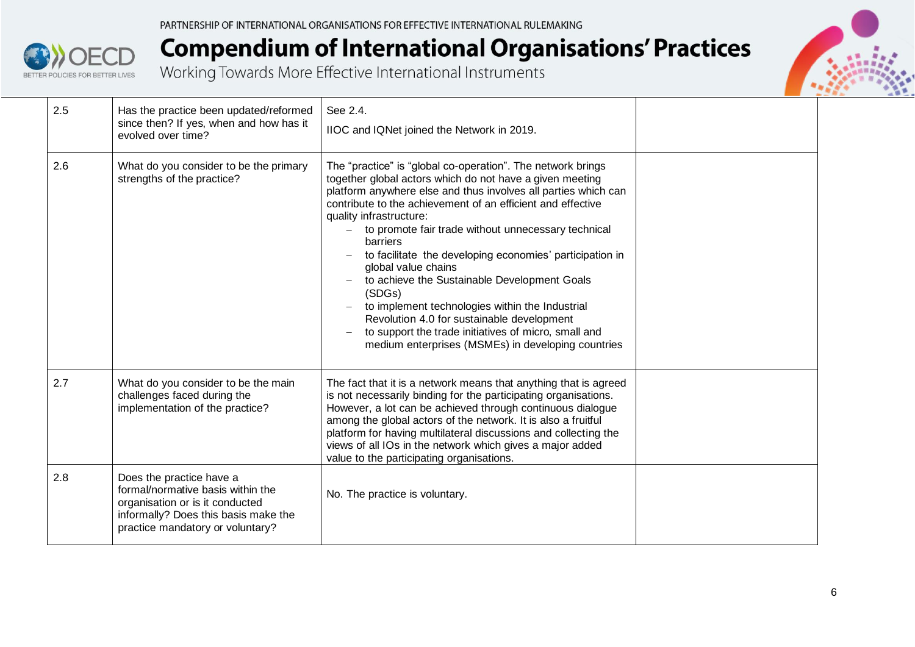| | | | |
|---|---|---|---|
| 2.5 | Has the practice been updated/reformed since then? If yes, when and how has it evolved over time? | See 2.4.<br><br>IIOC and IQNet joined the Network in 2019. | |
| 2.6 | What do you consider to be the primary strengths of the practice? | The "practice" is "global co-operation". The network brings together global actors which do not have a given meeting platform anywhere else and thus involves all parties which can contribute to the achievement of an efficient and effective quality infrastructure:<br>– to promote fair trade without unnecessary technical barriers<br>– to facilitate the developing economies' participation in global value chains<br>– to achieve the Sustainable Development Goals (SDGs)<br>– to implement technologies within the Industrial Revolution 4.0 for sustainable development<br>– to support the trade initiatives of micro, small and medium enterprises (MSMEs) in developing countries | |
| 2.7 | What do you consider to be the main challenges faced during the implementation of the practice? | The fact that it is a network means that anything that is agreed is not necessarily binding for the participating organisations. However, a lot can be achieved through continuous dialogue among the global actors of the network. It is also a fruitful platform for having multilateral discussions and collecting the views of all IOs in the network which gives a major added value to the participating organisations. | |
| 2.8 | Does the practice have a formal/normative basis within the organisation or is it conducted informally? Does this basis make the practice mandatory or voluntary? | No. The practice is voluntary. | |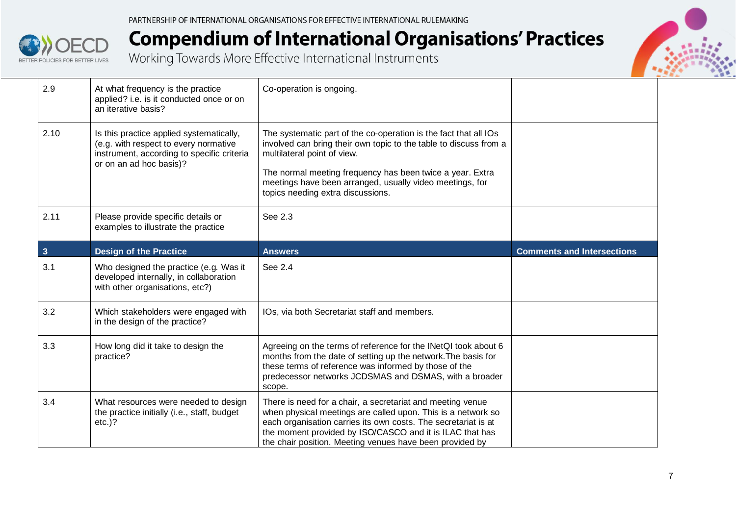| | | | |
|---|---|---|---|
| 2.9 | At what frequency is the practice applied? i.e. is it conducted once or on an iterative basis? | Co-operation is ongoing. | |
| 2.10 | Is this practice applied systematically, (e.g. with respect to every normative instrument, according to specific criteria or on an ad hoc basis)? | The systematic part of the co-operation is the fact that all IOs involved can bring their own topic to the table to discuss from a multilateral point of view.<br><br>The normal meeting frequency has been twice a year. Extra meetings have been arranged, usually video meetings, for topics needing extra discussions. | |
| 2.11 | Please provide specific details or examples to illustrate the practice | See 2.3 | |
| **3** | **Design of the Practice** | **Answers** | **Comments and Intersections** |
| 3.1 | Who designed the practice (e.g. Was it developed internally, in collaboration with other organisations, etc?) | See 2.4 | |
| 3.2 | Which stakeholders were engaged with in the design of the practice? | IOs, via both Secretariat staff and members. | |
| 3.3 | How long did it take to design the practice? | Agreeing on the terms of reference for the INetQI took about 6 months from the date of setting up the network.The basis for these terms of reference was informed by those of the predecessor networks JCDSMAS and DSMAS, with a broader scope. | |
| 3.4 | What resources were needed to design the practice initially (i.e., staff, budget etc.)? | There is need for a chair, a secretariat and meeting venue when physical meetings are called upon. This is a network so each organisation carries its own costs. The secretariat is at the moment provided by ISO/CASCO and it is ILAC that has the chair position. Meeting venues have been provided by | |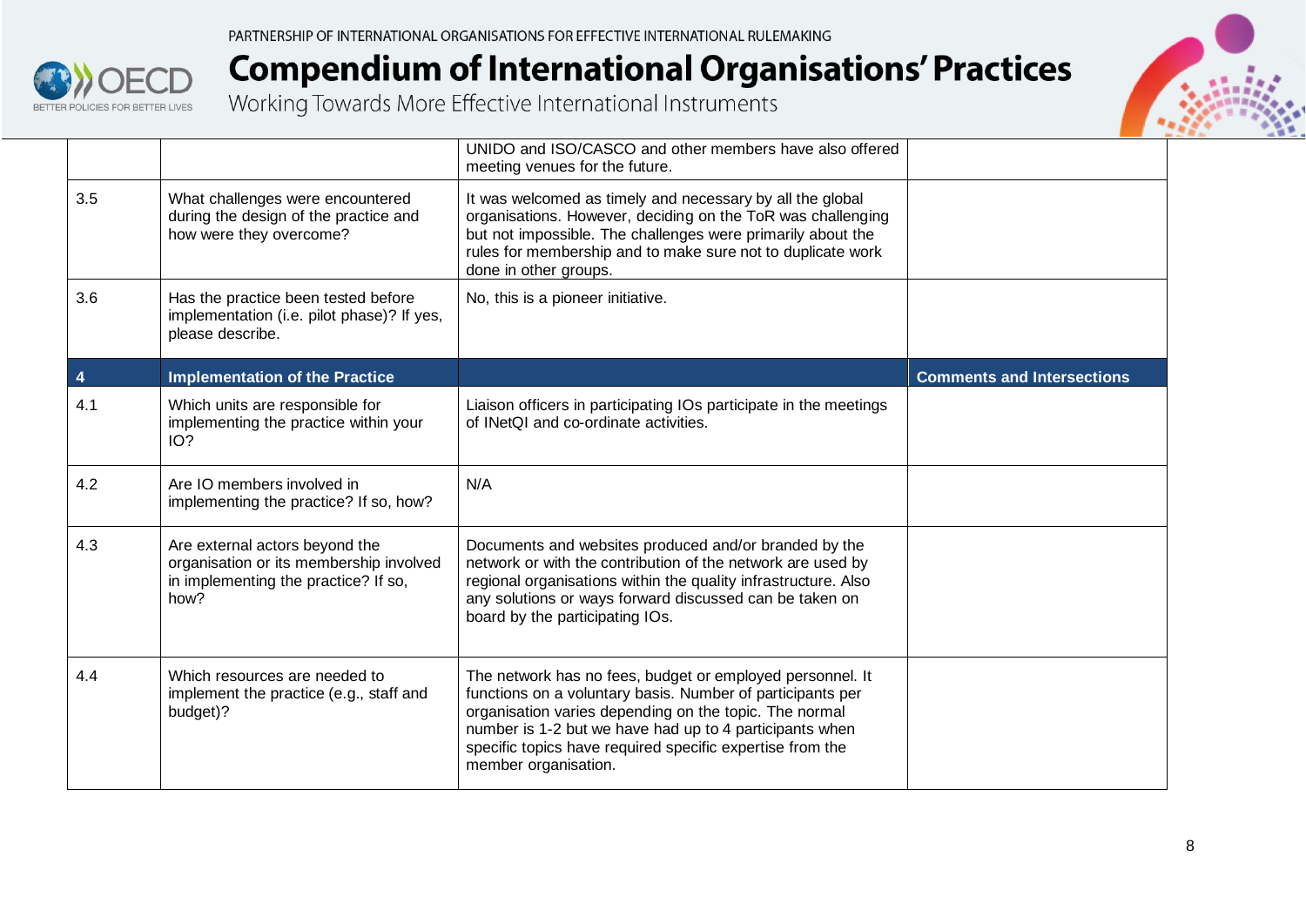| | | | |
|---|---|---|---|
| | | UNIDO and ISO/CASCO and other members have also offered meeting venues for the future. | |
| 3.5 | What challenges were encountered during the design of the practice and how were they overcome? | It was welcomed as timely and necessary by all the global organisations. However, deciding on the ToR was challenging but not impossible. The challenges were primarily about the rules for membership and to make sure not to duplicate work done in other groups. | |
| 3.6 | Has the practice been tested before implementation (i.e. pilot phase)? If yes, please describe. | No, this is a pioneer initiative. | |
| **4** | **Implementation of the Practice** | | **Comments and Intersections** |
| 4.1 | Which units are responsible for implementing the practice within your IO? | Liaison officers in participating IOs participate in the meetings of INetQI and co-ordinate activities. | |
| 4.2 | Are IO members involved in implementing the practice? If so, how? | N/A | |
| 4.3 | Are external actors beyond the organisation or its membership involved in implementing the practice? If so, how? | Documents and websites produced and/or branded by the network or with the contribution of the network are used by regional organisations within the quality infrastructure. Also any solutions or ways forward discussed can be taken on board by the participating IOs. | |
| 4.4 | Which resources are needed to implement the practice (e.g., staff and budget)? | The network has no fees, budget or employed personnel. It functions on a voluntary basis. Number of participants per organisation varies depending on the topic. The normal number is 1-2 but we have had up to 4 participants when specific topics have required specific expertise from the member organisation. | |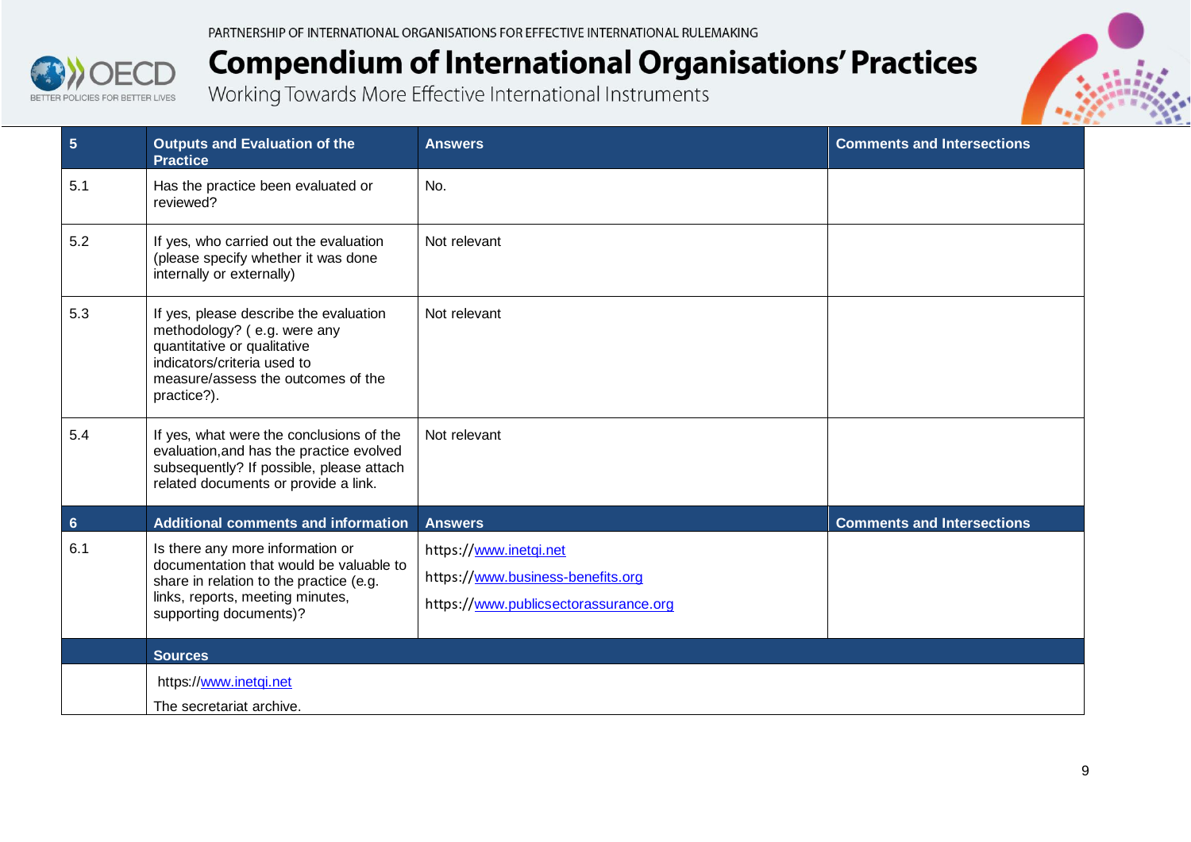| 5 | Outputs and Evaluation of the Practice | Answers | Comments and Intersections |
|---|---|---|---|
| 5.1 | Has the practice been evaluated or reviewed? | No. | |
| 5.2 | If yes, who carried out the evaluation (please specify whether it was done internally or externally) | Not relevant | |
| 5.3 | If yes, please describe the evaluation methodology? ( e.g. were any quantitative or qualitative indicators/criteria used to measure/assess the outcomes of the practice?). | Not relevant | |
| 5.4 | If yes, what were the conclusions of the evaluation,and has the practice evolved subsequently? If possible, please attach related documents or provide a link. | Not relevant | |
| **6** | **Additional comments and information** | **Answers** | **Comments and Intersections** |
| 6.1 | Is there any more information or documentation that would be valuable to share in relation to the practice (e.g. links, reports, meeting minutes, supporting documents)? | https://www.inetqi.net<br>https://www.business-benefits.org<br>https://www.publicsectorassurance.org | |
| | **Sources** | | |
| | https://www.inetqi.net<br>The secretariat archive. | | |